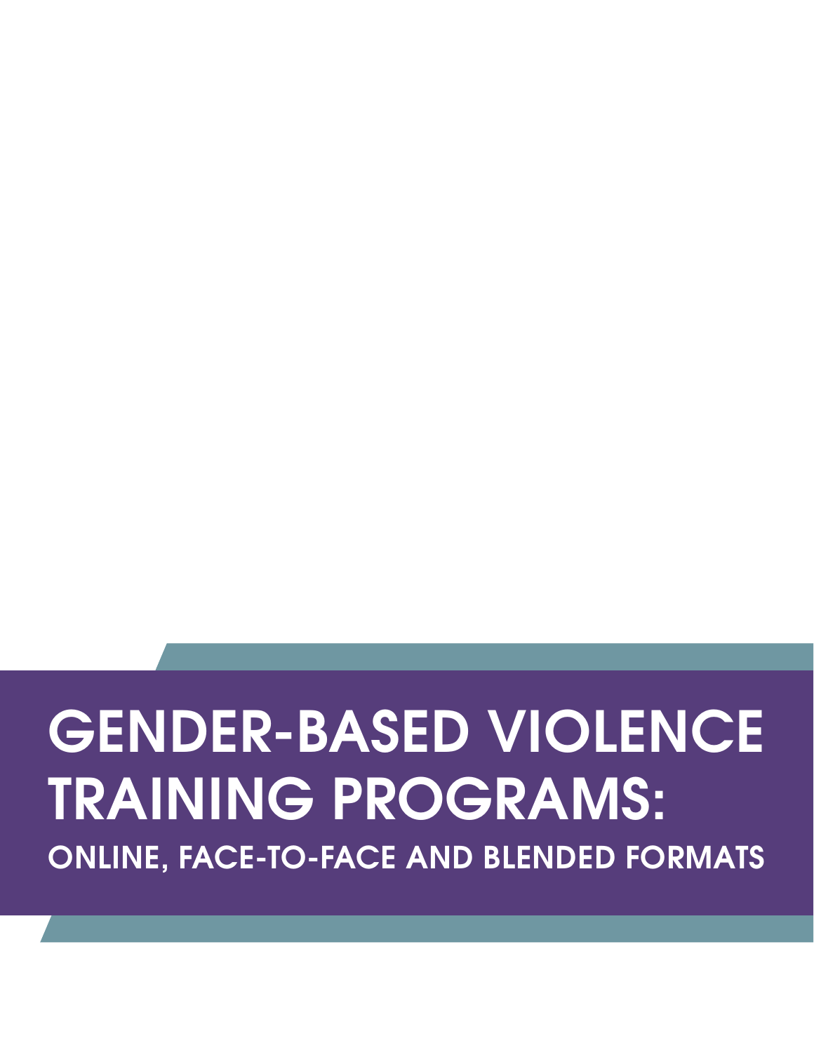# GENDER-BASED VIOLENCE TRAINING PROGRAMS:

## ONLINE, FACE-TO-FACE AND BLENDED FORMATS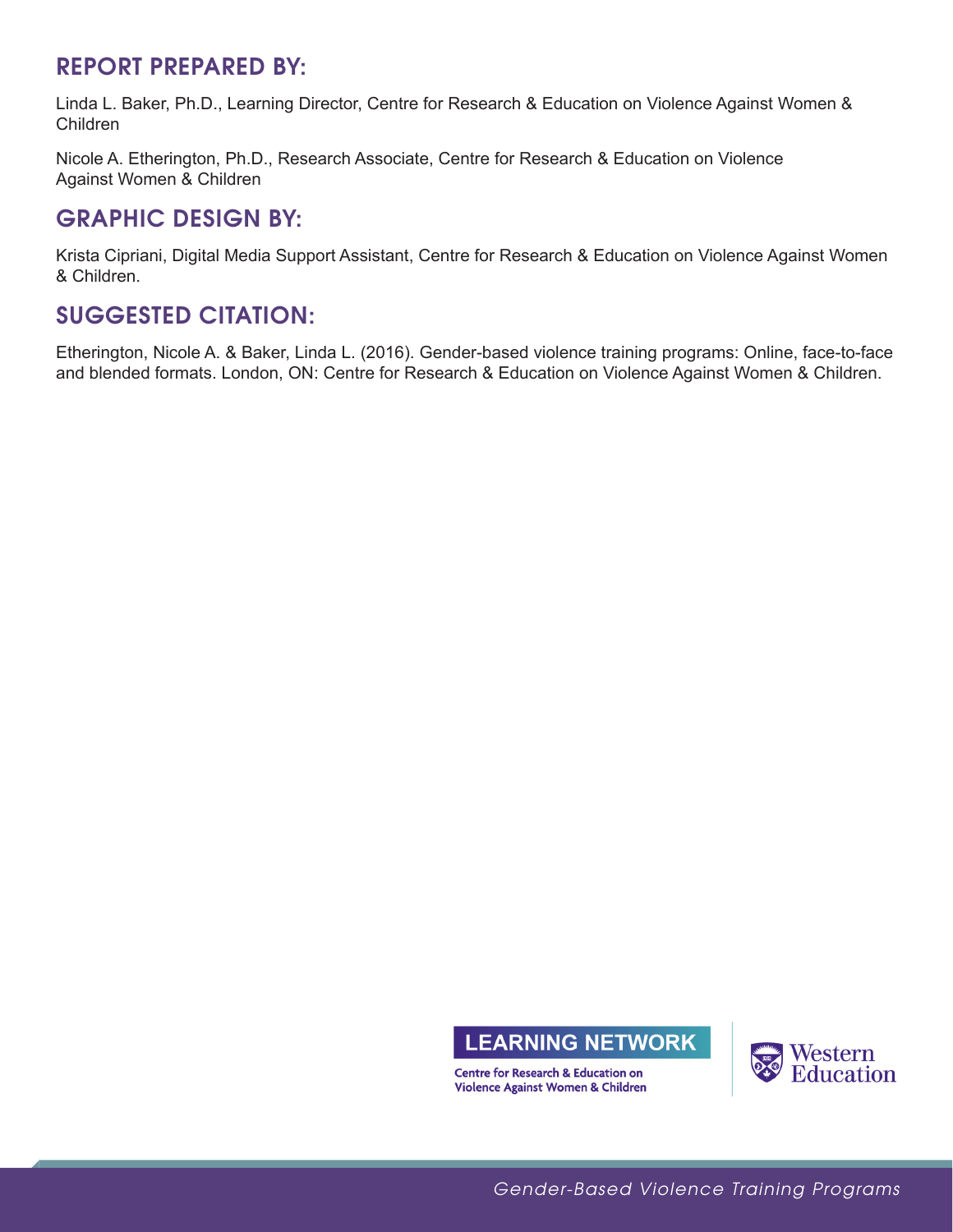## REPORT PREPARED BY:

Linda L. Baker, Ph.D., Learning Director, Centre for Research & Education on Violence Against Women & Children

Nicole A. Etherington, Ph.D., Research Associate, Centre for Research & Education on Violence Against Women & Children

## GRAPHIC DESIGN BY:

Krista Cipriani, Digital Media Support Assistant, Centre for Research & Education on Violence Against Women & Children.

## SUGGESTED CITATION:

Etherington, Nicole A. & Baker, Linda L. (2016). Gender-based violence training programs: Online, face-to-face and blended formats. London, ON: Centre for Research & Education on Violence Against Women & Children.

LEARNING NETWORK

Centre for Research & Education on Violence Against Women & Children

Western Education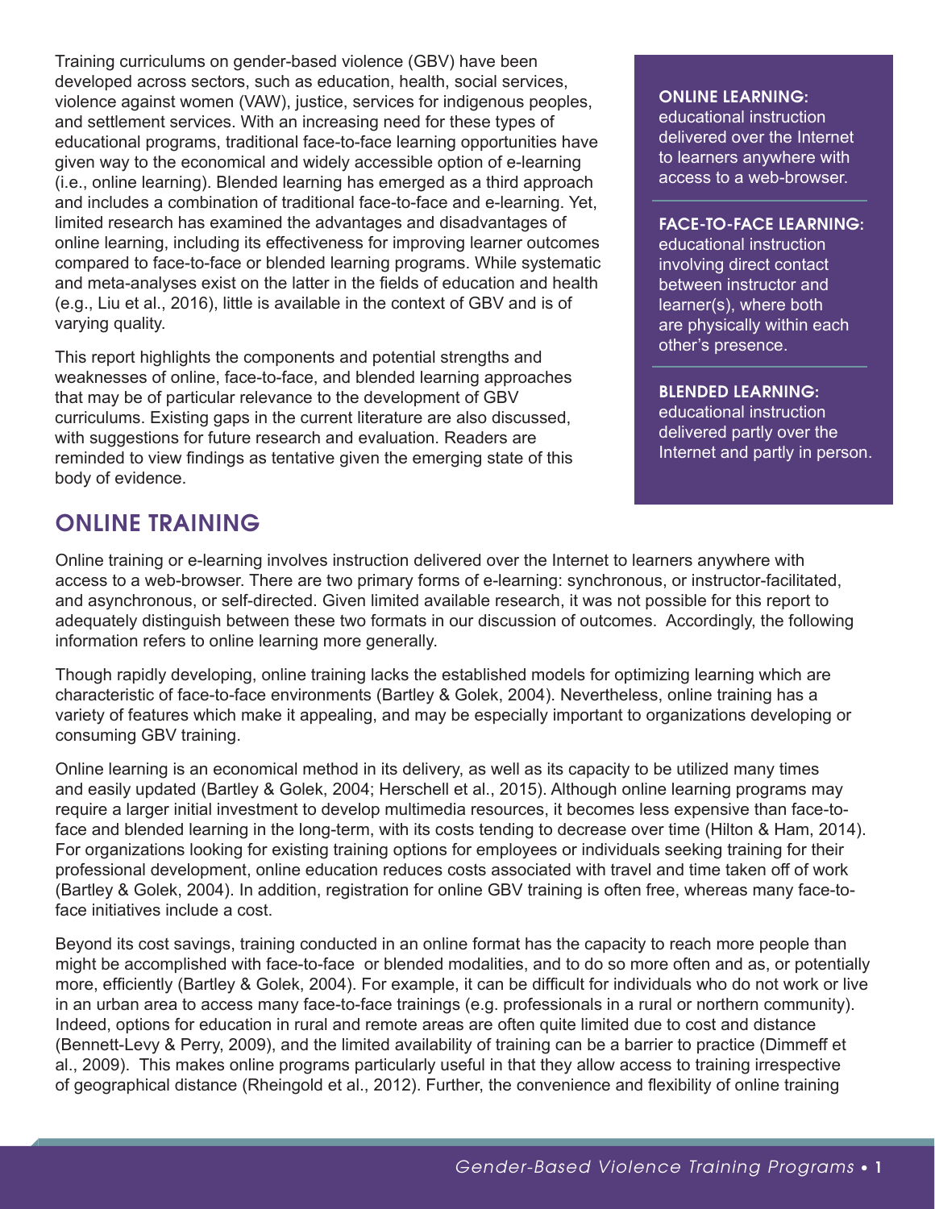Training curriculums on gender-based violence (GBV) have been developed across sectors, such as education, health, social services, violence against women (VAW), justice, services for indigenous peoples, and settlement services. With an increasing need for these types of educational programs, traditional face-to-face learning opportunities have given way to the economical and widely accessible option of e-learning (i.e., online learning). Blended learning has emerged as a third approach and includes a combination of traditional face-to-face and e-learning. Yet, limited research has examined the advantages and disadvantages of online learning, including its effectiveness for improving learner outcomes compared to face-to-face or blended learning programs. While systematic and meta-analyses exist on the latter in the fields of education and health (e.g., Liu et al., 2016), little is available in the context of GBV and is of varying quality.

This report highlights the components and potential strengths and weaknesses of online, face-to-face, and blended learning approaches that may be of particular relevance to the development of GBV curriculums. Existing gaps in the current literature are also discussed, with suggestions for future research and evaluation. Readers are reminded to view findings as tentative given the emerging state of this body of evidence.

**ONLINE LEARNING:** educational instruction delivered over the Internet to learners anywhere with access to a web-browser.

**FACE-TO-FACE LEARNING:** educational instruction involving direct contact between instructor and learner(s), where both are physically within each other's presence.

**BLENDED LEARNING:** educational instruction delivered partly over the Internet and partly in person.

## ONLINE TRAINING

Online training or e-learning involves instruction delivered over the Internet to learners anywhere with access to a web-browser. There are two primary forms of e-learning: synchronous, or instructor-facilitated, and asynchronous, or self-directed. Given limited available research, it was not possible for this report to adequately distinguish between these two formats in our discussion of outcomes. Accordingly, the following information refers to online learning more generally.

Though rapidly developing, online training lacks the established models for optimizing learning which are characteristic of face-to-face environments (Bartley & Golek, 2004). Nevertheless, online training has a variety of features which make it appealing, and may be especially important to organizations developing or consuming GBV training.

Online learning is an economical method in its delivery, as well as its capacity to be utilized many times and easily updated (Bartley & Golek, 2004; Herschell et al., 2015). Although online learning programs may require a larger initial investment to develop multimedia resources, it becomes less expensive than face-to-face and blended learning in the long-term, with its costs tending to decrease over time (Hilton & Ham, 2014). For organizations looking for existing training options for employees or individuals seeking training for their professional development, online education reduces costs associated with travel and time taken off of work (Bartley & Golek, 2004). In addition, registration for online GBV training is often free, whereas many face-to-face initiatives include a cost.

Beyond its cost savings, training conducted in an online format has the capacity to reach more people than might be accomplished with face-to-face or blended modalities, and to do so more often and as, or potentially more, efficiently (Bartley & Golek, 2004). For example, it can be difficult for individuals who do not work or live in an urban area to access many face-to-face trainings (e.g. professionals in a rural or northern community). Indeed, options for education in rural and remote areas are often quite limited due to cost and distance (Bennett-Levy & Perry, 2009), and the limited availability of training can be a barrier to practice (Dimmeff et al., 2009). This makes online programs particularly useful in that they allow access to training irrespective of geographical distance (Rheingold et al., 2012). Further, the convenience and flexibility of online training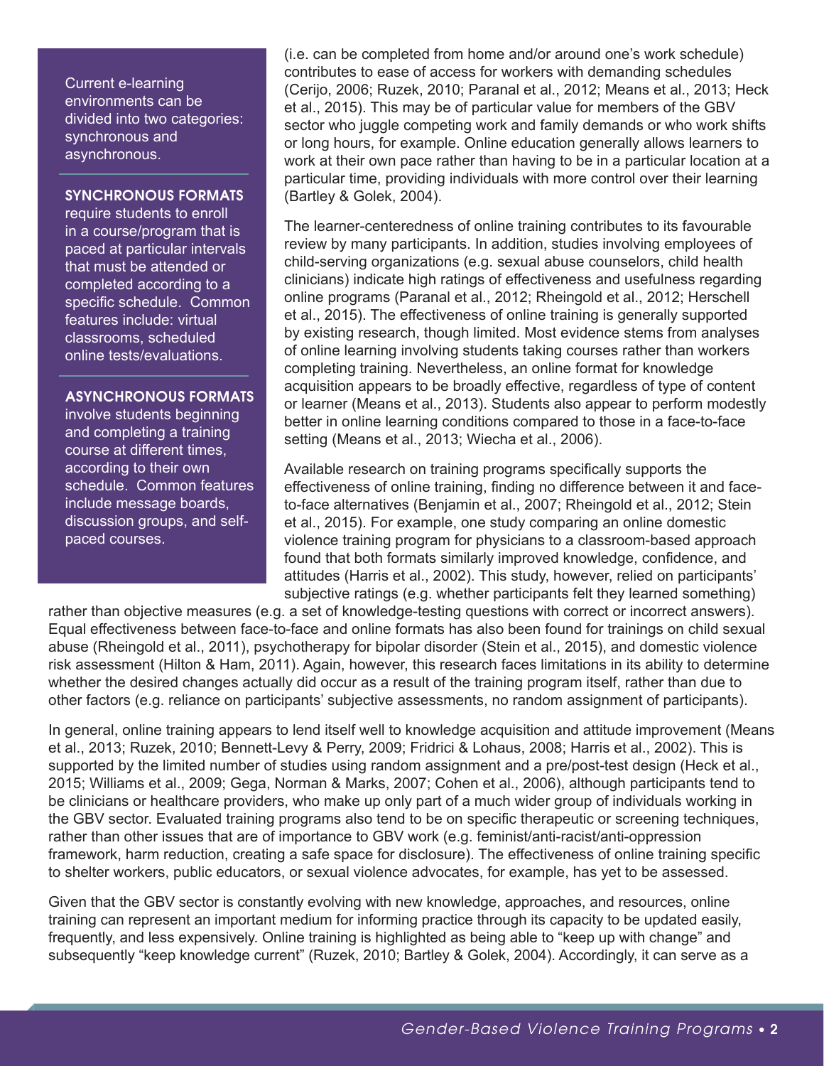Current e-learning environments can be divided into two categories: synchronous and asynchronous.

**SYNCHRONOUS FORMATS** require students to enroll in a course/program that is paced at particular intervals that must be attended or completed according to a specific schedule. Common features include: virtual classrooms, scheduled online tests/evaluations.

**ASYNCHRONOUS FORMATS** involve students beginning and completing a training course at different times, according to their own schedule. Common features include message boards, discussion groups, and self-paced courses.

(i.e. can be completed from home and/or around one's work schedule) contributes to ease of access for workers with demanding schedules (Cerijo, 2006; Ruzek, 2010; Paranal et al., 2012; Means et al., 2013; Heck et al., 2015). This may be of particular value for members of the GBV sector who juggle competing work and family demands or who work shifts or long hours, for example. Online education generally allows learners to work at their own pace rather than having to be in a particular location at a particular time, providing individuals with more control over their learning (Bartley & Golek, 2004).

The learner-centeredness of online training contributes to its favourable review by many participants. In addition, studies involving employees of child-serving organizations (e.g. sexual abuse counselors, child health clinicians) indicate high ratings of effectiveness and usefulness regarding online programs (Paranal et al., 2012; Rheingold et al., 2012; Herschell et al., 2015). The effectiveness of online training is generally supported by existing research, though limited. Most evidence stems from analyses of online learning involving students taking courses rather than workers completing training. Nevertheless, an online format for knowledge acquisition appears to be broadly effective, regardless of type of content or learner (Means et al., 2013). Students also appear to perform modestly better in online learning conditions compared to those in a face-to-face setting (Means et al., 2013; Wiecha et al., 2006).

Available research on training programs specifically supports the effectiveness of online training, finding no difference between it and face-to-face alternatives (Benjamin et al., 2007; Rheingold et al., 2012; Stein et al., 2015). For example, one study comparing an online domestic violence training program for physicians to a classroom-based approach found that both formats similarly improved knowledge, confidence, and attitudes (Harris et al., 2002). This study, however, relied on participants' subjective ratings (e.g. whether participants felt they learned something) rather than objective measures (e.g. a set of knowledge-testing questions with correct or incorrect answers). Equal effectiveness between face-to-face and online formats has also been found for trainings on child sexual abuse (Rheingold et al., 2011), psychotherapy for bipolar disorder (Stein et al., 2015), and domestic violence risk assessment (Hilton & Ham, 2011). Again, however, this research faces limitations in its ability to determine whether the desired changes actually did occur as a result of the training program itself, rather than due to other factors (e.g. reliance on participants' subjective assessments, no random assignment of participants).

In general, online training appears to lend itself well to knowledge acquisition and attitude improvement (Means et al., 2013; Ruzek, 2010; Bennett-Levy & Perry, 2009; Fridrici & Lohaus, 2008; Harris et al., 2002). This is supported by the limited number of studies using random assignment and a pre/post-test design (Heck et al., 2015; Williams et al., 2009; Gega, Norman & Marks, 2007; Cohen et al., 2006), although participants tend to be clinicians or healthcare providers, who make up only part of a much wider group of individuals working in the GBV sector. Evaluated training programs also tend to be on specific therapeutic or screening techniques, rather than other issues that are of importance to GBV work (e.g. feminist/anti-racist/anti-oppression framework, harm reduction, creating a safe space for disclosure). The effectiveness of online training specific to shelter workers, public educators, or sexual violence advocates, for example, has yet to be assessed.

Given that the GBV sector is constantly evolving with new knowledge, approaches, and resources, online training can represent an important medium for informing practice through its capacity to be updated easily, frequently, and less expensively. Online training is highlighted as being able to "keep up with change" and subsequently "keep knowledge current" (Ruzek, 2010; Bartley & Golek, 2004). Accordingly, it can serve as a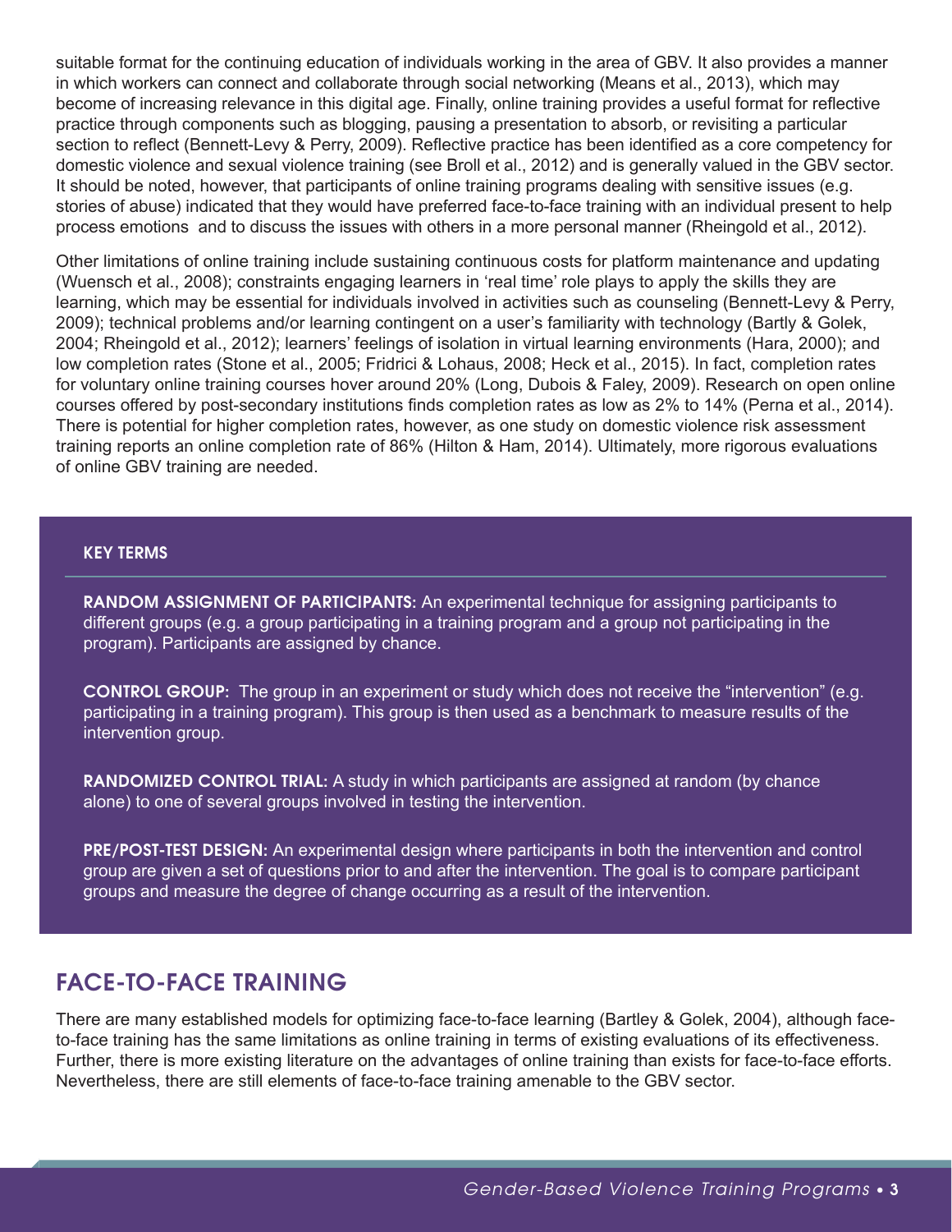suitable format for the continuing education of individuals working in the area of GBV. It also provides a manner in which workers can connect and collaborate through social networking (Means et al., 2013), which may become of increasing relevance in this digital age. Finally, online training provides a useful format for reflective practice through components such as blogging, pausing a presentation to absorb, or revisiting a particular section to reflect (Bennett-Levy & Perry, 2009). Reflective practice has been identified as a core competency for domestic violence and sexual violence training (see Broll et al., 2012) and is generally valued in the GBV sector. It should be noted, however, that participants of online training programs dealing with sensitive issues (e.g. stories of abuse) indicated that they would have preferred face-to-face training with an individual present to help process emotions and to discuss the issues with others in a more personal manner (Rheingold et al., 2012).

Other limitations of online training include sustaining continuous costs for platform maintenance and updating (Wuensch et al., 2008); constraints engaging learners in 'real time' role plays to apply the skills they are learning, which may be essential for individuals involved in activities such as counseling (Bennett-Levy & Perry, 2009); technical problems and/or learning contingent on a user's familiarity with technology (Bartly & Golek, 2004; Rheingold et al., 2012); learners' feelings of isolation in virtual learning environments (Hara, 2000); and low completion rates (Stone et al., 2005; Fridrici & Lohaus, 2008; Heck et al., 2015). In fact, completion rates for voluntary online training courses hover around 20% (Long, Dubois & Faley, 2009). Research on open online courses offered by post-secondary institutions finds completion rates as low as 2% to 14% (Perna et al., 2014). There is potential for higher completion rates, however, as one study on domestic violence risk assessment training reports an online completion rate of 86% (Hilton & Ham, 2014). Ultimately, more rigorous evaluations of online GBV training are needed.

**KEY TERMS**

**RANDOM ASSIGNMENT OF PARTICIPANTS:** An experimental technique for assigning participants to different groups (e.g. a group participating in a training program and a group not participating in the program). Participants are assigned by chance.

**CONTROL GROUP:** The group in an experiment or study which does not receive the "intervention" (e.g. participating in a training program). This group is then used as a benchmark to measure results of the intervention group.

**RANDOMIZED CONTROL TRIAL:** A study in which participants are assigned at random (by chance alone) to one of several groups involved in testing the intervention.

**PRE/POST-TEST DESIGN:** An experimental design where participants in both the intervention and control group are given a set of questions prior to and after the intervention. The goal is to compare participant groups and measure the degree of change occurring as a result of the intervention.

## FACE-TO-FACE TRAINING

There are many established models for optimizing face-to-face learning (Bartley & Golek, 2004), although face-to-face training has the same limitations as online training in terms of existing evaluations of its effectiveness. Further, there is more existing literature on the advantages of online training than exists for face-to-face efforts. Nevertheless, there are still elements of face-to-face training amenable to the GBV sector.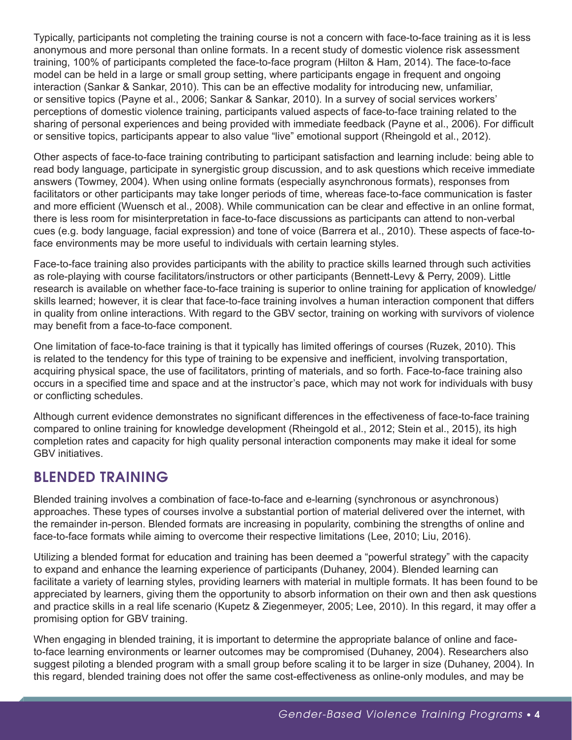Typically, participants not completing the training course is not a concern with face-to-face training as it is less anonymous and more personal than online formats. In a recent study of domestic violence risk assessment training, 100% of participants completed the face-to-face program (Hilton & Ham, 2014). The face-to-face model can be held in a large or small group setting, where participants engage in frequent and ongoing interaction (Sankar & Sankar, 2010). This can be an effective modality for introducing new, unfamiliar, or sensitive topics (Payne et al., 2006; Sankar & Sankar, 2010). In a survey of social services workers' perceptions of domestic violence training, participants valued aspects of face-to-face training related to the sharing of personal experiences and being provided with immediate feedback (Payne et al., 2006). For difficult or sensitive topics, participants appear to also value "live" emotional support (Rheingold et al., 2012).

Other aspects of face-to-face training contributing to participant satisfaction and learning include: being able to read body language, participate in synergistic group discussion, and to ask questions which receive immediate answers (Towmey, 2004). When using online formats (especially asynchronous formats), responses from facilitators or other participants may take longer periods of time, whereas face-to-face communication is faster and more efficient (Wuensch et al., 2008). While communication can be clear and effective in an online format, there is less room for misinterpretation in face-to-face discussions as participants can attend to non-verbal cues (e.g. body language, facial expression) and tone of voice (Barrera et al., 2010). These aspects of face-to-face environments may be more useful to individuals with certain learning styles.

Face-to-face training also provides participants with the ability to practice skills learned through such activities as role-playing with course facilitators/instructors or other participants (Bennett-Levy & Perry, 2009). Little research is available on whether face-to-face training is superior to online training for application of knowledge/skills learned; however, it is clear that face-to-face training involves a human interaction component that differs in quality from online interactions. With regard to the GBV sector, training on working with survivors of violence may benefit from a face-to-face component.

One limitation of face-to-face training is that it typically has limited offerings of courses (Ruzek, 2010). This is related to the tendency for this type of training to be expensive and inefficient, involving transportation, acquiring physical space, the use of facilitators, printing of materials, and so forth. Face-to-face training also occurs in a specified time and space and at the instructor's pace, which may not work for individuals with busy or conflicting schedules.

Although current evidence demonstrates no significant differences in the effectiveness of face-to-face training compared to online training for knowledge development (Rheingold et al., 2012; Stein et al., 2015), its high completion rates and capacity for high quality personal interaction components may make it ideal for some GBV initiatives.

## BLENDED TRAINING

Blended training involves a combination of face-to-face and e-learning (synchronous or asynchronous) approaches. These types of courses involve a substantial portion of material delivered over the internet, with the remainder in-person. Blended formats are increasing in popularity, combining the strengths of online and face-to-face formats while aiming to overcome their respective limitations (Lee, 2010; Liu, 2016).

Utilizing a blended format for education and training has been deemed a "powerful strategy" with the capacity to expand and enhance the learning experience of participants (Duhaney, 2004). Blended learning can facilitate a variety of learning styles, providing learners with material in multiple formats. It has been found to be appreciated by learners, giving them the opportunity to absorb information on their own and then ask questions and practice skills in a real life scenario (Kupetz & Ziegenmeyer, 2005; Lee, 2010). In this regard, it may offer a promising option for GBV training.

When engaging in blended training, it is important to determine the appropriate balance of online and face-to-face learning environments or learner outcomes may be compromised (Duhaney, 2004). Researchers also suggest piloting a blended program with a small group before scaling it to be larger in size (Duhaney, 2004). In this regard, blended training does not offer the same cost-effectiveness as online-only modules, and may be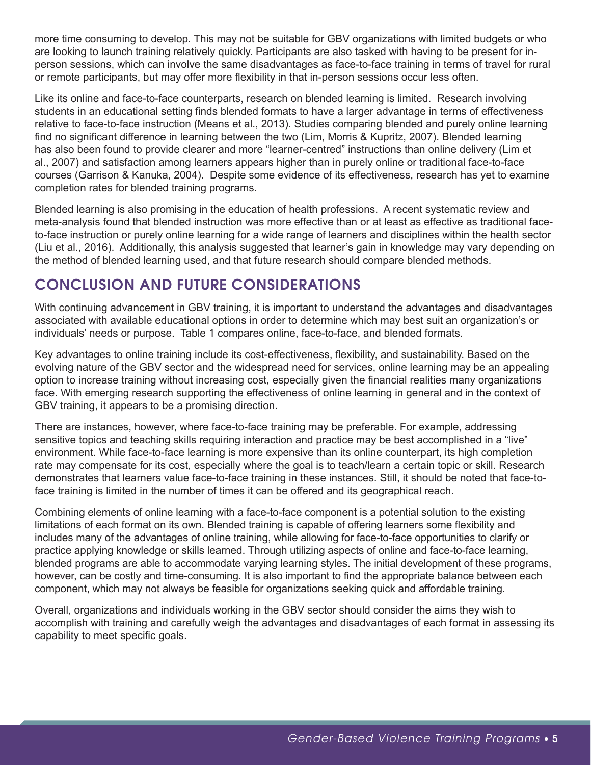more time consuming to develop. This may not be suitable for GBV organizations with limited budgets or who are looking to launch training relatively quickly. Participants are also tasked with having to be present for in-person sessions, which can involve the same disadvantages as face-to-face training in terms of travel for rural or remote participants, but may offer more flexibility in that in-person sessions occur less often.

Like its online and face-to-face counterparts, research on blended learning is limited. Research involving students in an educational setting finds blended formats to have a larger advantage in terms of effectiveness relative to face-to-face instruction (Means et al., 2013). Studies comparing blended and purely online learning find no significant difference in learning between the two (Lim, Morris & Kupritz, 2007). Blended learning has also been found to provide clearer and more "learner-centred" instructions than online delivery (Lim et al., 2007) and satisfaction among learners appears higher than in purely online or traditional face-to-face courses (Garrison & Kanuka, 2004). Despite some evidence of its effectiveness, research has yet to examine completion rates for blended training programs.

Blended learning is also promising in the education of health professions. A recent systematic review and meta-analysis found that blended instruction was more effective than or at least as effective as traditional face-to-face instruction or purely online learning for a wide range of learners and disciplines within the health sector (Liu et al., 2016). Additionally, this analysis suggested that learner's gain in knowledge may vary depending on the method of blended learning used, and that future research should compare blended methods.

## CONCLUSION AND FUTURE CONSIDERATIONS

With continuing advancement in GBV training, it is important to understand the advantages and disadvantages associated with available educational options in order to determine which may best suit an organization's or individuals' needs or purpose. Table 1 compares online, face-to-face, and blended formats.

Key advantages to online training include its cost-effectiveness, flexibility, and sustainability. Based on the evolving nature of the GBV sector and the widespread need for services, online learning may be an appealing option to increase training without increasing cost, especially given the financial realities many organizations face. With emerging research supporting the effectiveness of online learning in general and in the context of GBV training, it appears to be a promising direction.

There are instances, however, where face-to-face training may be preferable. For example, addressing sensitive topics and teaching skills requiring interaction and practice may be best accomplished in a "live" environment. While face-to-face learning is more expensive than its online counterpart, its high completion rate may compensate for its cost, especially where the goal is to teach/learn a certain topic or skill. Research demonstrates that learners value face-to-face training in these instances. Still, it should be noted that face-to-face training is limited in the number of times it can be offered and its geographical reach.

Combining elements of online learning with a face-to-face component is a potential solution to the existing limitations of each format on its own. Blended training is capable of offering learners some flexibility and includes many of the advantages of online training, while allowing for face-to-face opportunities to clarify or practice applying knowledge or skills learned. Through utilizing aspects of online and face-to-face learning, blended programs are able to accommodate varying learning styles. The initial development of these programs, however, can be costly and time-consuming. It is also important to find the appropriate balance between each component, which may not always be feasible for organizations seeking quick and affordable training.

Overall, organizations and individuals working in the GBV sector should consider the aims they wish to accomplish with training and carefully weigh the advantages and disadvantages of each format in assessing its capability to meet specific goals.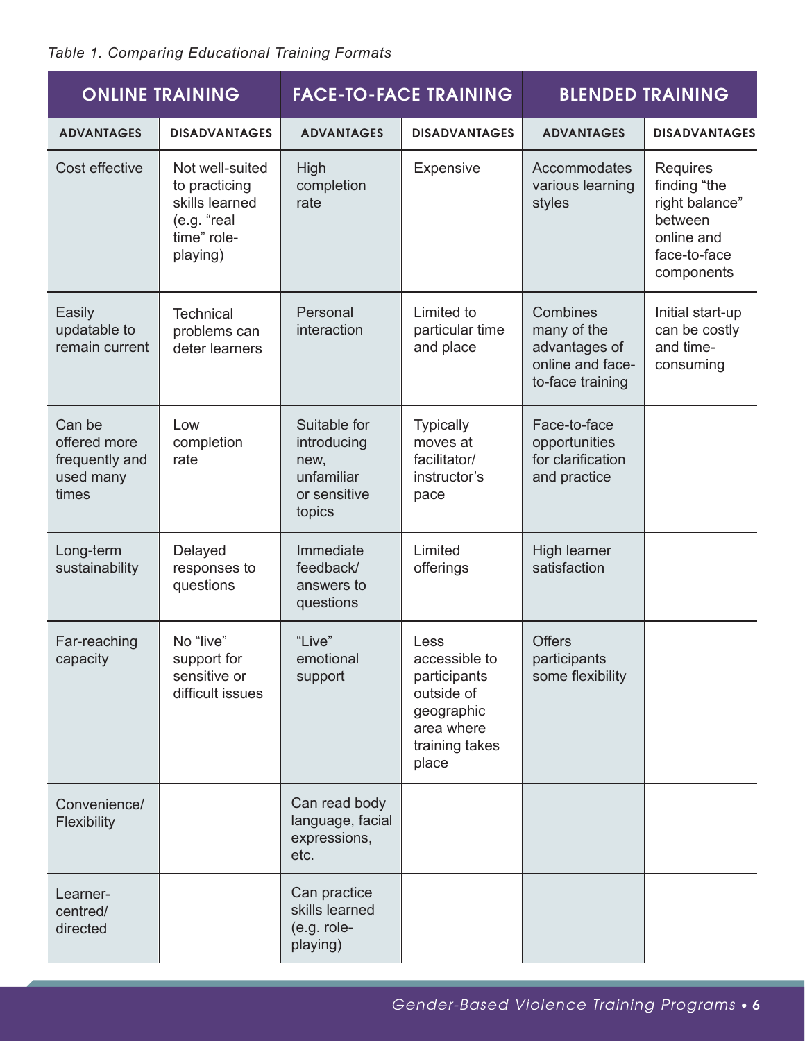*Table 1. Comparing Educational Training Formats*

| ONLINE TRAINING | | FACE-TO-FACE TRAINING | | BLENDED TRAINING | |
|---|---|---|---|---|---|
| **ADVANTAGES** | **DISADVANTAGES** | **ADVANTAGES** | **DISADVANTAGES** | **ADVANTAGES** | **DISADVANTAGES** |
| Cost effective | Not well-suited to practicing skills learned (e.g. "real time" role-playing) | High completion rate | Expensive | Accommodates various learning styles | Requires finding "the right balance" between online and face-to-face components |
| Easily updatable to remain current | Technical problems can deter learners | Personal interaction | Limited to particular time and place | Combines many of the advantages of online and face-to-face training | Initial start-up can be costly and time-consuming |
| Can be offered more frequently and used many times | Low completion rate | Suitable for introducing new, unfamiliar or sensitive topics | Typically moves at facilitator/ instructor's pace | Face-to-face opportunities for clarification and practice | |
| Long-term sustainability | Delayed responses to questions | Immediate feedback/ answers to questions | Limited offerings | High learner satisfaction | |
| Far-reaching capacity | No "live" support for sensitive or difficult issues | "Live" emotional support | Less accessible to participants outside of geographic area where training takes place | Offers participants some flexibility | |
| Convenience/ Flexibility | | Can read body language, facial expressions, etc. | | | |
| Learner-centred/ directed | | Can practice skills learned (e.g. role-playing) | | | |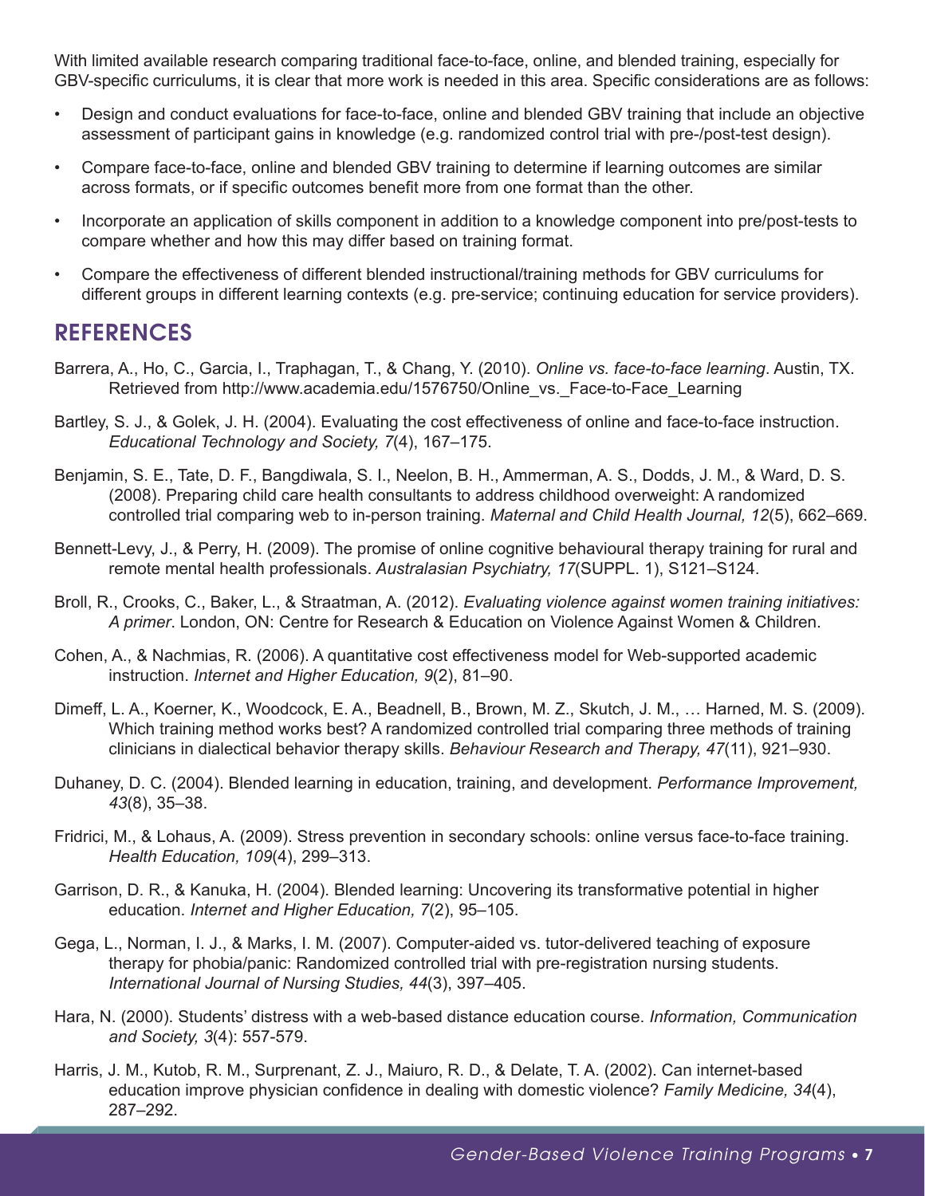With limited available research comparing traditional face-to-face, online, and blended training, especially for GBV-specific curriculums, it is clear that more work is needed in this area. Specific considerations are as follows:

- Design and conduct evaluations for face-to-face, online and blended GBV training that include an objective assessment of participant gains in knowledge (e.g. randomized control trial with pre-/post-test design).
- Compare face-to-face, online and blended GBV training to determine if learning outcomes are similar across formats, or if specific outcomes benefit more from one format than the other.
- Incorporate an application of skills component in addition to a knowledge component into pre/post-tests to compare whether and how this may differ based on training format.
- Compare the effectiveness of different blended instructional/training methods for GBV curriculums for different groups in different learning contexts (e.g. pre-service; continuing education for service providers).

## REFERENCES

Barrera, A., Ho, C., Garcia, I., Traphagan, T., & Chang, Y. (2010). *Online vs. face-to-face learning*. Austin, TX. Retrieved from http://www.academia.edu/1576750/Online_vs._Face-to-Face_Learning

Bartley, S. J., & Golek, J. H. (2004). Evaluating the cost effectiveness of online and face-to-face instruction. *Educational Technology and Society, 7*(4), 167–175.

Benjamin, S. E., Tate, D. F., Bangdiwala, S. I., Neelon, B. H., Ammerman, A. S., Dodds, J. M., & Ward, D. S. (2008). Preparing child care health consultants to address childhood overweight: A randomized controlled trial comparing web to in-person training. *Maternal and Child Health Journal, 12*(5), 662–669.

Bennett-Levy, J., & Perry, H. (2009). The promise of online cognitive behavioural therapy training for rural and remote mental health professionals. *Australasian Psychiatry, 17*(SUPPL. 1), S121–S124.

Broll, R., Crooks, C., Baker, L., & Straatman, A. (2012). *Evaluating violence against women training initiatives: A primer*. London, ON: Centre for Research & Education on Violence Against Women & Children.

Cohen, A., & Nachmias, R. (2006). A quantitative cost effectiveness model for Web-supported academic instruction. *Internet and Higher Education, 9*(2), 81–90.

Dimeff, L. A., Koerner, K., Woodcock, E. A., Beadnell, B., Brown, M. Z., Skutch, J. M., … Harned, M. S. (2009). Which training method works best? A randomized controlled trial comparing three methods of training clinicians in dialectical behavior therapy skills. *Behaviour Research and Therapy, 47*(11), 921–930.

Duhaney, D. C. (2004). Blended learning in education, training, and development. *Performance Improvement, 43*(8), 35–38.

Fridrici, M., & Lohaus, A. (2009). Stress prevention in secondary schools: online versus face-to-face training. *Health Education, 109*(4), 299–313.

Garrison, D. R., & Kanuka, H. (2004). Blended learning: Uncovering its transformative potential in higher education. *Internet and Higher Education, 7*(2), 95–105.

Gega, L., Norman, I. J., & Marks, I. M. (2007). Computer-aided vs. tutor-delivered teaching of exposure therapy for phobia/panic: Randomized controlled trial with pre-registration nursing students. *International Journal of Nursing Studies, 44*(3), 397–405.

Hara, N. (2000). Students' distress with a web-based distance education course. *Information, Communication and Society, 3*(4): 557-579.

Harris, J. M., Kutob, R. M., Surprenant, Z. J., Maiuro, R. D., & Delate, T. A. (2002). Can internet-based education improve physician confidence in dealing with domestic violence? *Family Medicine, 34*(4), 287–292.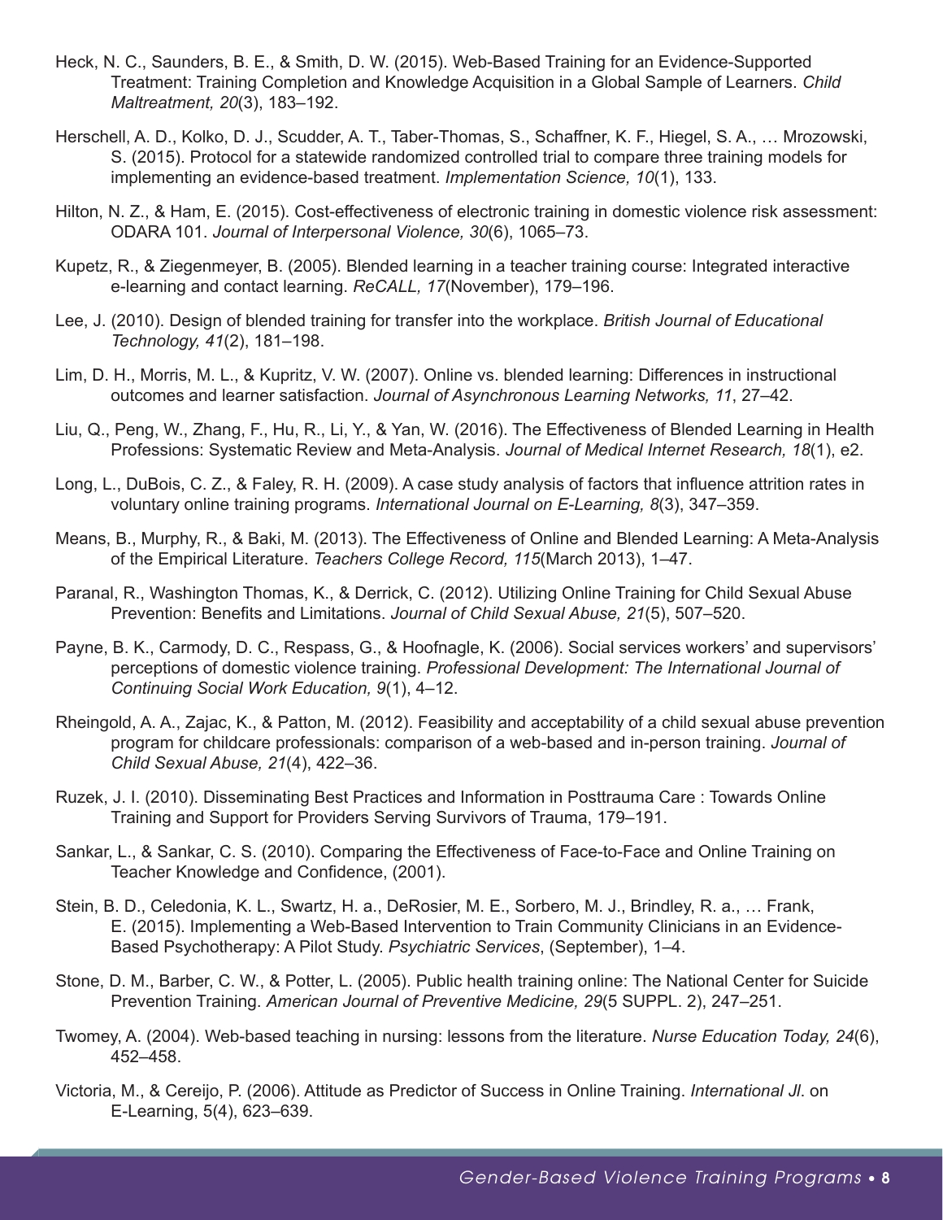Heck, N. C., Saunders, B. E., & Smith, D. W. (2015). Web-Based Training for an Evidence-Supported Treatment: Training Completion and Knowledge Acquisition in a Global Sample of Learners. *Child Maltreatment, 20*(3), 183–192.

Herschell, A. D., Kolko, D. J., Scudder, A. T., Taber-Thomas, S., Schaffner, K. F., Hiegel, S. A., … Mrozowski, S. (2015). Protocol for a statewide randomized controlled trial to compare three training models for implementing an evidence-based treatment. *Implementation Science, 10*(1), 133.

Hilton, N. Z., & Ham, E. (2015). Cost-effectiveness of electronic training in domestic violence risk assessment: ODARA 101. *Journal of Interpersonal Violence, 30*(6), 1065–73.

Kupetz, R., & Ziegenmeyer, B. (2005). Blended learning in a teacher training course: Integrated interactive e-learning and contact learning. *ReCALL, 17*(November), 179–196.

Lee, J. (2010). Design of blended training for transfer into the workplace. *British Journal of Educational Technology, 41*(2), 181–198.

Lim, D. H., Morris, M. L., & Kupritz, V. W. (2007). Online vs. blended learning: Differences in instructional outcomes and learner satisfaction. *Journal of Asynchronous Learning Networks, 11*, 27–42.

Liu, Q., Peng, W., Zhang, F., Hu, R., Li, Y., & Yan, W. (2016). The Effectiveness of Blended Learning in Health Professions: Systematic Review and Meta-Analysis. *Journal of Medical Internet Research, 18*(1), e2.

Long, L., DuBois, C. Z., & Faley, R. H. (2009). A case study analysis of factors that influence attrition rates in voluntary online training programs. *International Journal on E-Learning, 8*(3), 347–359.

Means, B., Murphy, R., & Baki, M. (2013). The Effectiveness of Online and Blended Learning: A Meta-Analysis of the Empirical Literature. *Teachers College Record, 115*(March 2013), 1–47.

Paranal, R., Washington Thomas, K., & Derrick, C. (2012). Utilizing Online Training for Child Sexual Abuse Prevention: Benefits and Limitations. *Journal of Child Sexual Abuse, 21*(5), 507–520.

Payne, B. K., Carmody, D. C., Respass, G., & Hoofnagle, K. (2006). Social services workers' and supervisors' perceptions of domestic violence training. *Professional Development: The International Journal of Continuing Social Work Education, 9*(1), 4–12.

Rheingold, A. A., Zajac, K., & Patton, M. (2012). Feasibility and acceptability of a child sexual abuse prevention program for childcare professionals: comparison of a web-based and in-person training. *Journal of Child Sexual Abuse, 21*(4), 422–36.

Ruzek, J. I. (2010). Disseminating Best Practices and Information in Posttrauma Care : Towards Online Training and Support for Providers Serving Survivors of Trauma, 179–191.

Sankar, L., & Sankar, C. S. (2010). Comparing the Effectiveness of Face-to-Face and Online Training on Teacher Knowledge and Confidence, (2001).

Stein, B. D., Celedonia, K. L., Swartz, H. a., DeRosier, M. E., Sorbero, M. J., Brindley, R. a., … Frank, E. (2015). Implementing a Web-Based Intervention to Train Community Clinicians in an Evidence-Based Psychotherapy: A Pilot Study. *Psychiatric Services*, (September), 1–4.

Stone, D. M., Barber, C. W., & Potter, L. (2005). Public health training online: The National Center for Suicide Prevention Training. *American Journal of Preventive Medicine, 29*(5 SUPPL. 2), 247–251.

Twomey, A. (2004). Web-based teaching in nursing: lessons from the literature. *Nurse Education Today, 24*(6), 452–458.

Victoria, M., & Cereijo, P. (2006). Attitude as Predictor of Success in Online Training. *International Jl*. on E-Learning, 5(4), 623–639.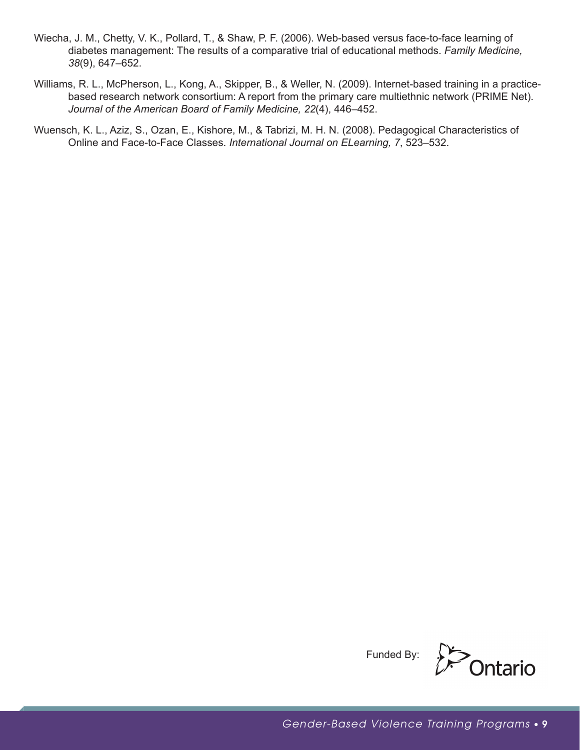Wiecha, J. M., Chetty, V. K., Pollard, T., & Shaw, P. F. (2006). Web-based versus face-to-face learning of diabetes management: The results of a comparative trial of educational methods. *Family Medicine, 38*(9), 647–652.

Williams, R. L., McPherson, L., Kong, A., Skipper, B., & Weller, N. (2009). Internet-based training in a practice-based research network consortium: A report from the primary care multiethnic network (PRIME Net). *Journal of the American Board of Family Medicine, 22*(4), 446–452.

Wuensch, K. L., Aziz, S., Ozan, E., Kishore, M., & Tabrizi, M. H. N. (2008). Pedagogical Characteristics of Online and Face-to-Face Classes. *International Journal on ELearning, 7*, 523–532.

Funded By: Ontario